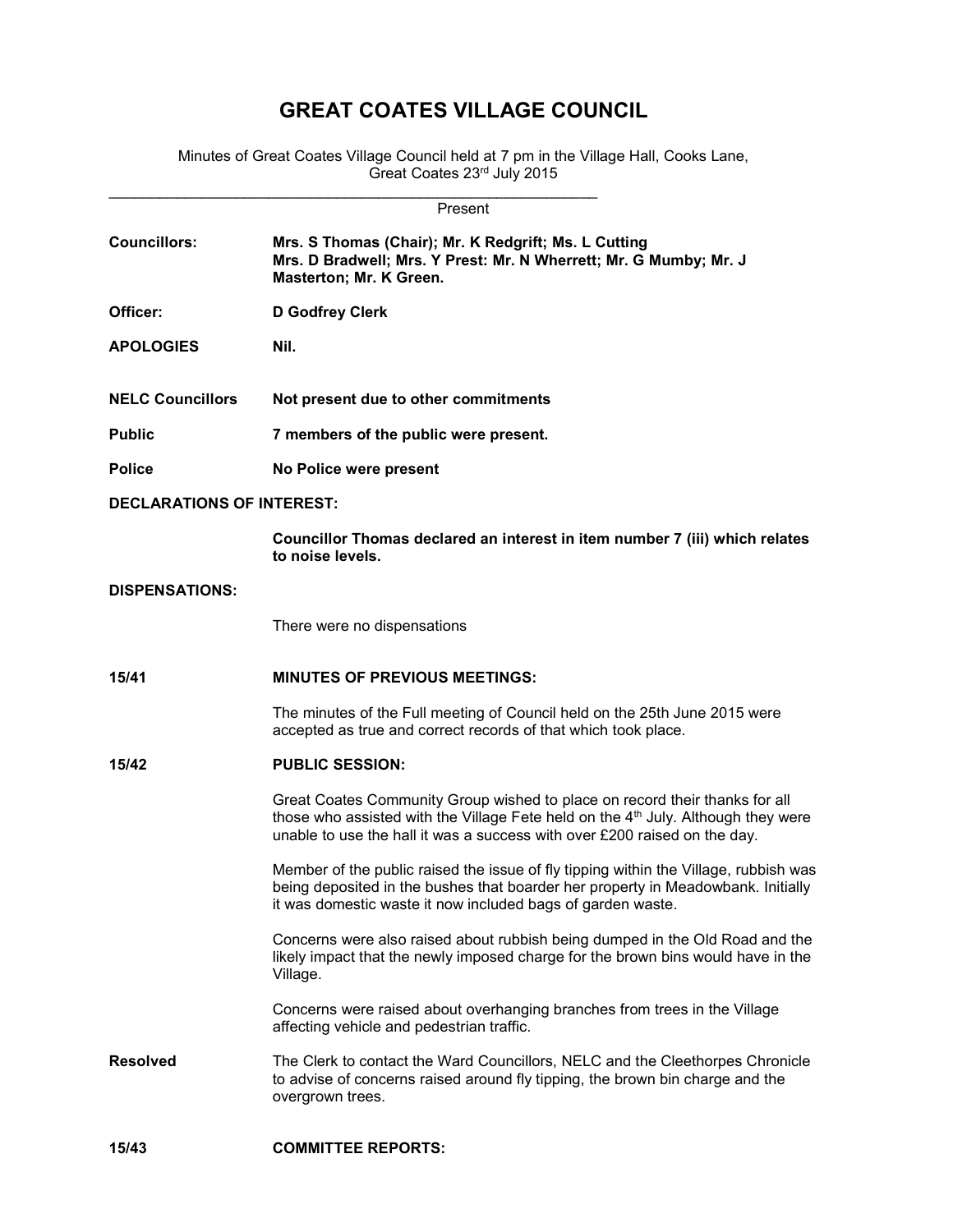# GREAT COATES VILLAGE COUNCIL

Minutes of Great Coates Village Council held at 7 pm in the Village Hall, Cooks Lane, Great Coates 23rd July 2015

Present

**Councillors:** **Mrs. S Thomas (Chair); Mr. K Redgrift; Ms. L Cutting Mrs. D Bradwell; Mrs. Y Prest: Mr. N Wherrett; Mr. G Mumby; Mr. J Masterton; Mr. K Green.**

**Officer:** **D Godfrey Clerk**

**APOLOGIES** **Nil.**

**NELC Councillors** **Not present due to other commitments**

**Public** **7 members of the public were present.**

**Police** **No Police were present**

**DECLARATIONS OF INTEREST:**

**Councillor Thomas declared an interest in item number 7 (iii) which relates to noise levels.**

**DISPENSATIONS:**

There were no dispensations

**15/41** **MINUTES OF PREVIOUS MEETINGS:**

The minutes of the Full meeting of Council held on the 25th June 2015 were accepted as true and correct records of that which took place.

**15/42** **PUBLIC SESSION:**

Great Coates Community Group wished to place on record their thanks for all those who assisted with the Village Fete held on the 4th July. Although they were unable to use the hall it was a success with over £200 raised on the day.

Member of the public raised the issue of fly tipping within the Village, rubbish was being deposited in the bushes that boarder her property in Meadowbank. Initially it was domestic waste it now included bags of garden waste.

Concerns were also raised about rubbish being dumped in the Old Road and the likely impact that the newly imposed charge for the brown bins would have in the Village.

Concerns were raised about overhanging branches from trees in the Village affecting vehicle and pedestrian traffic.

**Resolved** The Clerk to contact the Ward Councillors, NELC and the Cleethorpes Chronicle to advise of concerns raised around fly tipping, the brown bin charge and the overgrown trees.

**15/43** **COMMITTEE REPORTS:**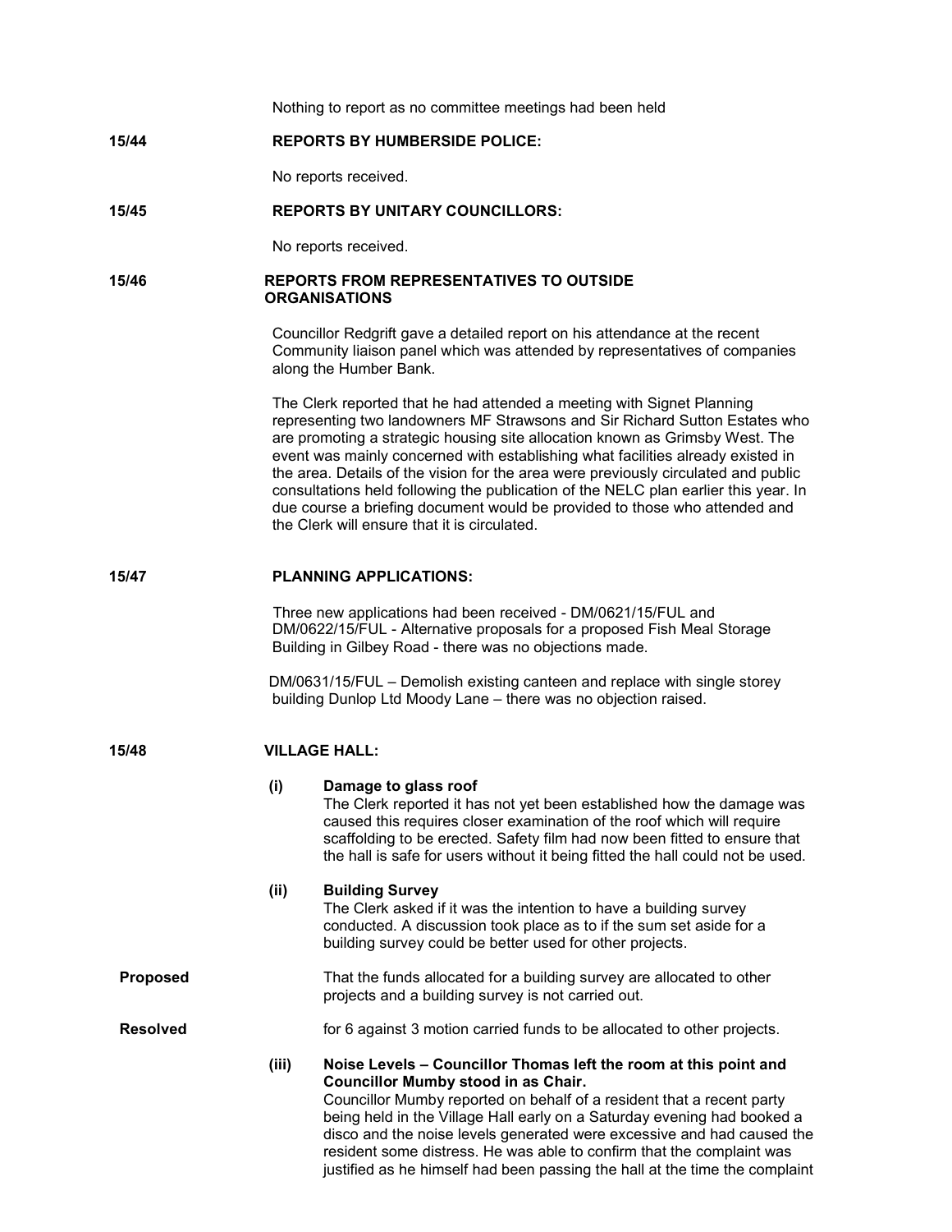Nothing to report as no committee meetings had been held

**15/44 REPORTS BY HUMBERSIDE POLICE:**

No reports received.

**15/45 REPORTS BY UNITARY COUNCILLORS:**

No reports received.

**15/46 REPORTS FROM REPRESENTATIVES TO OUTSIDE ORGANISATIONS**

Councillor Redgrift gave a detailed report on his attendance at the recent Community liaison panel which was attended by representatives of companies along the Humber Bank.

The Clerk reported that he had attended a meeting with Signet Planning representing two landowners MF Strawsons and Sir Richard Sutton Estates who are promoting a strategic housing site allocation known as Grimsby West. The event was mainly concerned with establishing what facilities already existed in the area. Details of the vision for the area were previously circulated and public consultations held following the publication of the NELC plan earlier this year. In due course a briefing document would be provided to those who attended and the Clerk will ensure that it is circulated.

**15/47 PLANNING APPLICATIONS:**

Three new applications had been received - DM/0621/15/FUL and DM/0622/15/FUL - Alternative proposals for a proposed Fish Meal Storage Building in Gilbey Road - there was no objections made.

DM/0631/15/FUL – Demolish existing canteen and replace with single storey building Dunlop Ltd Moody Lane – there was no objection raised.

**15/48 VILLAGE HALL:**

**(i) Damage to glass roof**

The Clerk reported it has not yet been established how the damage was caused this requires closer examination of the roof which will require scaffolding to be erected. Safety film had now been fitted to ensure that the hall is safe for users without it being fitted the hall could not be used.

**(ii) Building Survey**

The Clerk asked if it was the intention to have a building survey conducted. A discussion took place as to if the sum set aside for a building survey could be better used for other projects.

**Proposed** That the funds allocated for a building survey are allocated to other projects and a building survey is not carried out.

**Resolved** for 6 against 3 motion carried funds to be allocated to other projects.

**(iii) Noise Levels – Councillor Thomas left the room at this point and Councillor Mumby stood in as Chair.**

Councillor Mumby reported on behalf of a resident that a recent party being held in the Village Hall early on a Saturday evening had booked a disco and the noise levels generated were excessive and had caused the resident some distress. He was able to confirm that the complaint was justified as he himself had been passing the hall at the time the complaint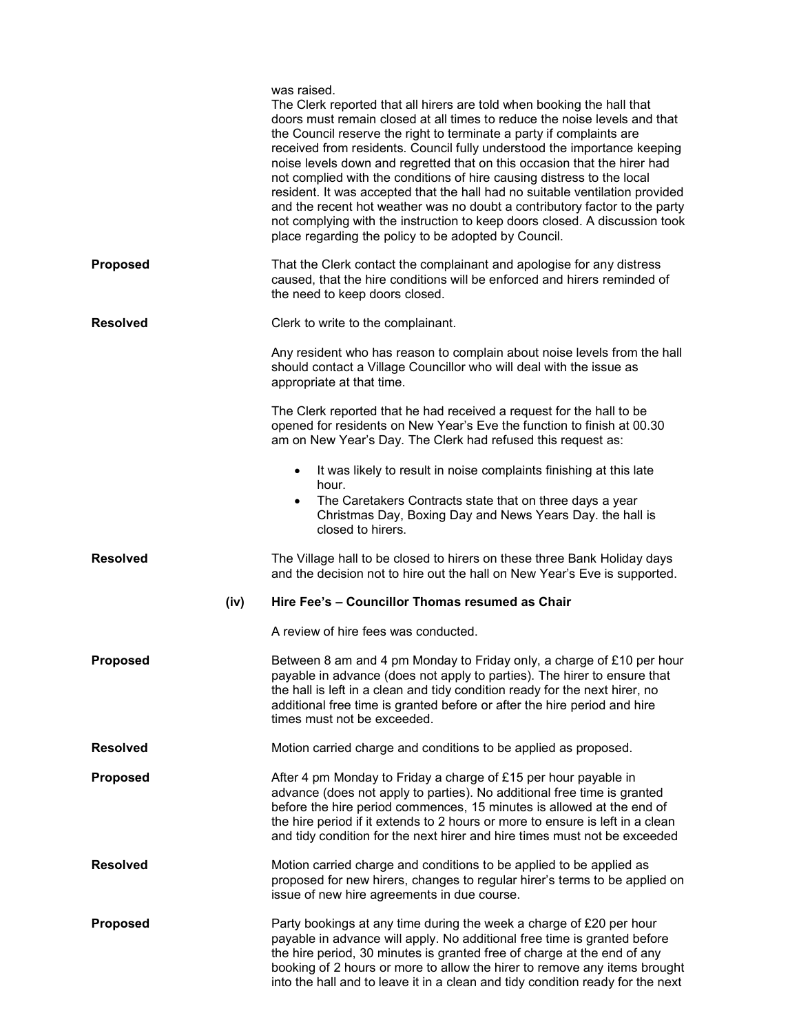was raised.
The Clerk reported that all hirers are told when booking the hall that doors must remain closed at all times to reduce the noise levels and that the Council reserve the right to terminate a party if complaints are received from residents. Council fully understood the importance keeping noise levels down and regretted that on this occasion that the hirer had not complied with the conditions of hire causing distress to the local resident. It was accepted that the hall had no suitable ventilation provided and the recent hot weather was no doubt a contributory factor to the party not complying with the instruction to keep doors closed. A discussion took place regarding the policy to be adopted by Council.

**Proposed** That the Clerk contact the complainant and apologise for any distress caused, that the hire conditions will be enforced and hirers reminded of the need to keep doors closed.

**Resolved** Clerk to write to the complainant.

Any resident who has reason to complain about noise levels from the hall should contact a Village Councillor who will deal with the issue as appropriate at that time.

The Clerk reported that he had received a request for the hall to be opened for residents on New Year's Eve the function to finish at 00.30 am on New Year's Day. The Clerk had refused this request as:

- It was likely to result in noise complaints finishing at this late hour.
- The Caretakers Contracts state that on three days a year Christmas Day, Boxing Day and News Years Day. the hall is closed to hirers.

**Resolved** The Village hall to be closed to hirers on these three Bank Holiday days and the decision not to hire out the hall on New Year's Eve is supported.

**(iv) Hire Fee's – Councillor Thomas resumed as Chair**

A review of hire fees was conducted.

**Proposed** Between 8 am and 4 pm Monday to Friday only, a charge of £10 per hour payable in advance (does not apply to parties). The hirer to ensure that the hall is left in a clean and tidy condition ready for the next hirer, no additional free time is granted before or after the hire period and hire times must not be exceeded.

**Resolved** Motion carried charge and conditions to be applied as proposed.

**Proposed** After 4 pm Monday to Friday a charge of £15 per hour payable in advance (does not apply to parties). No additional free time is granted before the hire period commences, 15 minutes is allowed at the end of the hire period if it extends to 2 hours or more to ensure is left in a clean and tidy condition for the next hirer and hire times must not be exceeded

**Resolved** Motion carried charge and conditions to be applied to be applied as proposed for new hirers, changes to regular hirer's terms to be applied on issue of new hire agreements in due course.

**Proposed** Party bookings at any time during the week a charge of £20 per hour payable in advance will apply. No additional free time is granted before the hire period, 30 minutes is granted free of charge at the end of any booking of 2 hours or more to allow the hirer to remove any items brought into the hall and to leave it in a clean and tidy condition ready for the next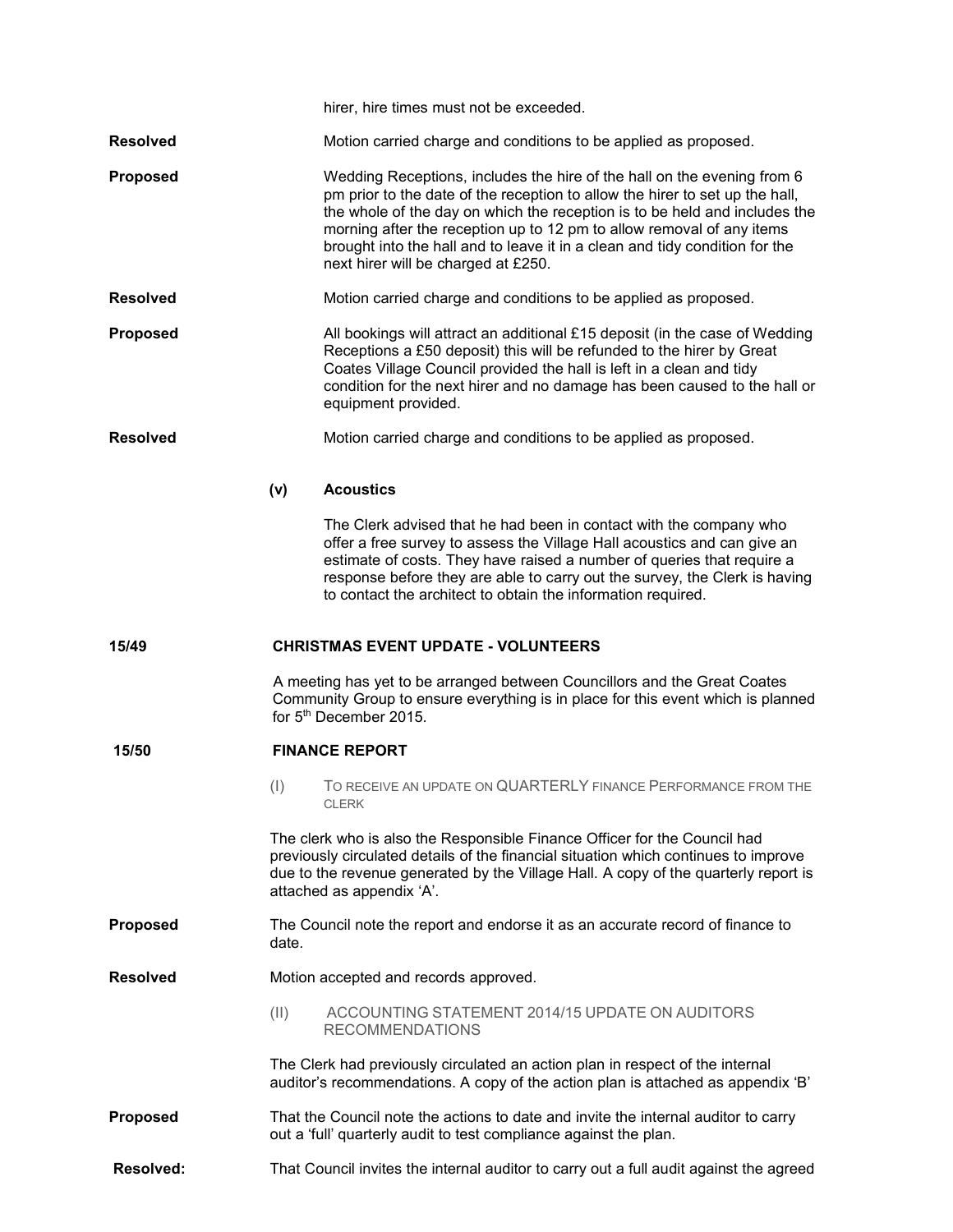hirer, hire times must not be exceeded.

**Resolved** Motion carried charge and conditions to be applied as proposed.

**Proposed** Wedding Receptions, includes the hire of the hall on the evening from 6 pm prior to the date of the reception to allow the hirer to set up the hall, the whole of the day on which the reception is to be held and includes the morning after the reception up to 12 pm to allow removal of any items brought into the hall and to leave it in a clean and tidy condition for the next hirer will be charged at £250.

**Resolved** Motion carried charge and conditions to be applied as proposed.

**Proposed** All bookings will attract an additional £15 deposit (in the case of Wedding Receptions a £50 deposit) this will be refunded to the hirer by Great Coates Village Council provided the hall is left in a clean and tidy condition for the next hirer and no damage has been caused to the hall or equipment provided.

**Resolved** Motion carried charge and conditions to be applied as proposed.

**(v) Acoustics**

The Clerk advised that he had been in contact with the company who offer a free survey to assess the Village Hall acoustics and can give an estimate of costs. They have raised a number of queries that require a response before they are able to carry out the survey, the Clerk is having to contact the architect to obtain the information required.

**15/49 CHRISTMAS EVENT UPDATE - VOLUNTEERS**

A meeting has yet to be arranged between Councillors and the Great Coates Community Group to ensure everything is in place for this event which is planned for 5th December 2015.

**15/50 FINANCE REPORT**

(I) TO RECEIVE AN UPDATE ON QUARTERLY FINANCE PERFORMANCE FROM THE CLERK

The clerk who is also the Responsible Finance Officer for the Council had previously circulated details of the financial situation which continues to improve due to the revenue generated by the Village Hall. A copy of the quarterly report is attached as appendix 'A'.

**Proposed** The Council note the report and endorse it as an accurate record of finance to date.

**Resolved** Motion accepted and records approved.

(II) ACCOUNTING STATEMENT 2014/15 UPDATE ON AUDITORS RECOMMENDATIONS

The Clerk had previously circulated an action plan in respect of the internal auditor's recommendations. A copy of the action plan is attached as appendix 'B'

**Proposed** That the Council note the actions to date and invite the internal auditor to carry out a 'full' quarterly audit to test compliance against the plan.

**Resolved:** That Council invites the internal auditor to carry out a full audit against the agreed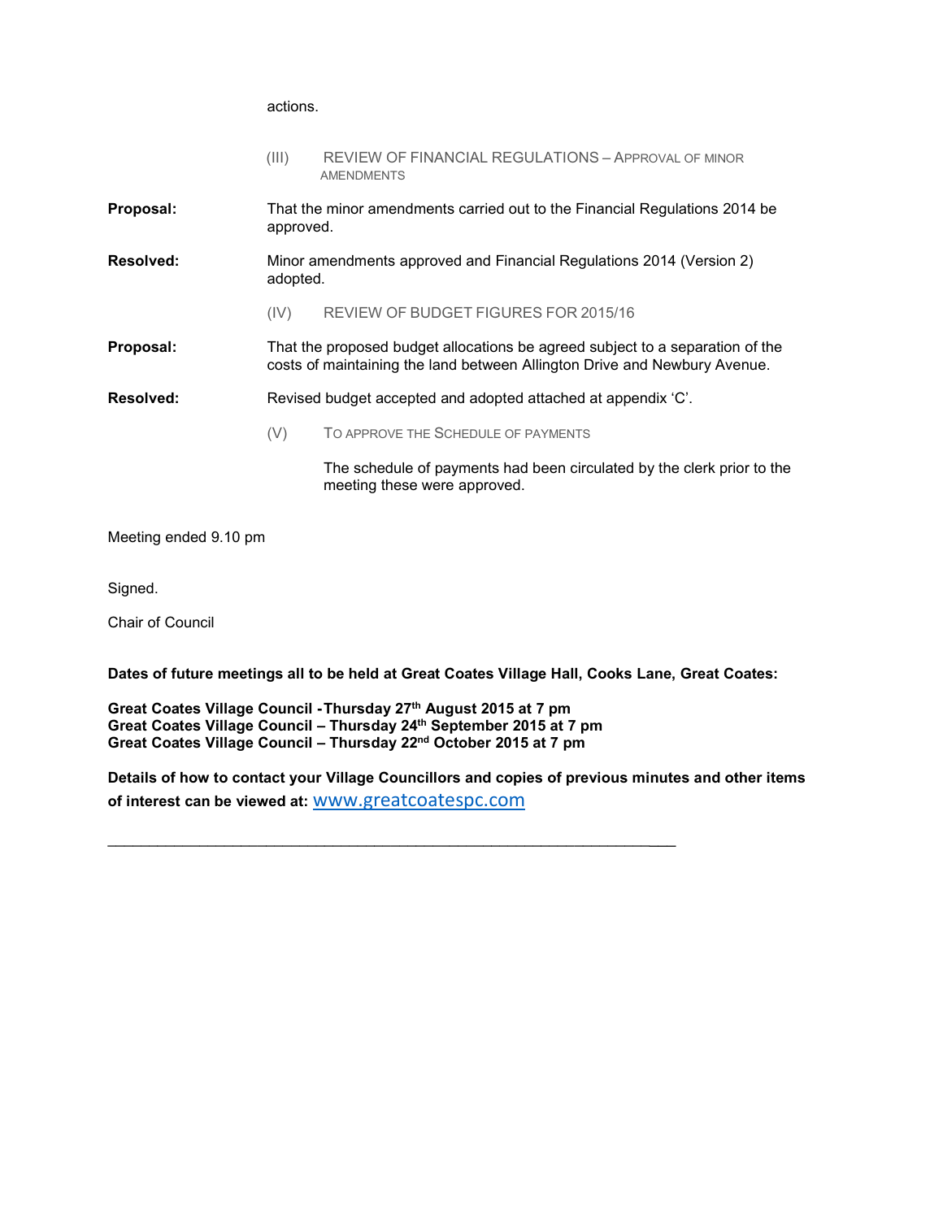actions.

(III) REVIEW OF FINANCIAL REGULATIONS – APPROVAL OF MINOR AMENDMENTS

**Proposal:** That the minor amendments carried out to the Financial Regulations 2014 be approved.

**Resolved:** Minor amendments approved and Financial Regulations 2014 (Version 2) adopted.

(IV) REVIEW OF BUDGET FIGURES FOR 2015/16

**Proposal:** That the proposed budget allocations be agreed subject to a separation of the costs of maintaining the land between Allington Drive and Newbury Avenue.

**Resolved:** Revised budget accepted and adopted attached at appendix 'C'.

(V) TO APPROVE THE SCHEDULE OF PAYMENTS

The schedule of payments had been circulated by the clerk prior to the meeting these were approved.

Meeting ended 9.10 pm

Signed.

Chair of Council

**Dates of future meetings all to be held at Great Coates Village Hall, Cooks Lane, Great Coates:**

**Great Coates Village Council -Thursday 27th August 2015 at 7 pm**
**Great Coates Village Council – Thursday 24th September 2015 at 7 pm**
**Great Coates Village Council – Thursday 22nd October 2015 at 7 pm**

**Details of how to contact your Village Councillors and copies of previous minutes and other items of interest can be viewed at:** www.greatcoatespc.com

---